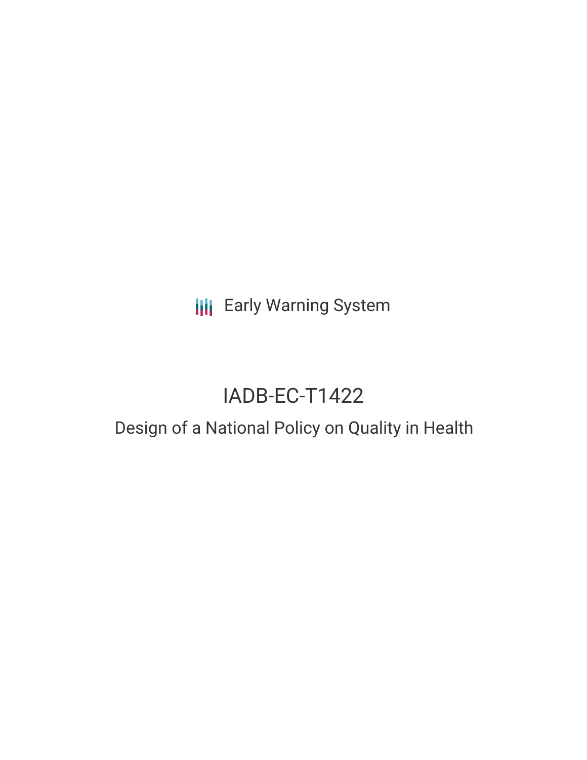Early Warning System

# IADB-EC-T1422

## Design of a National Policy on Quality in Health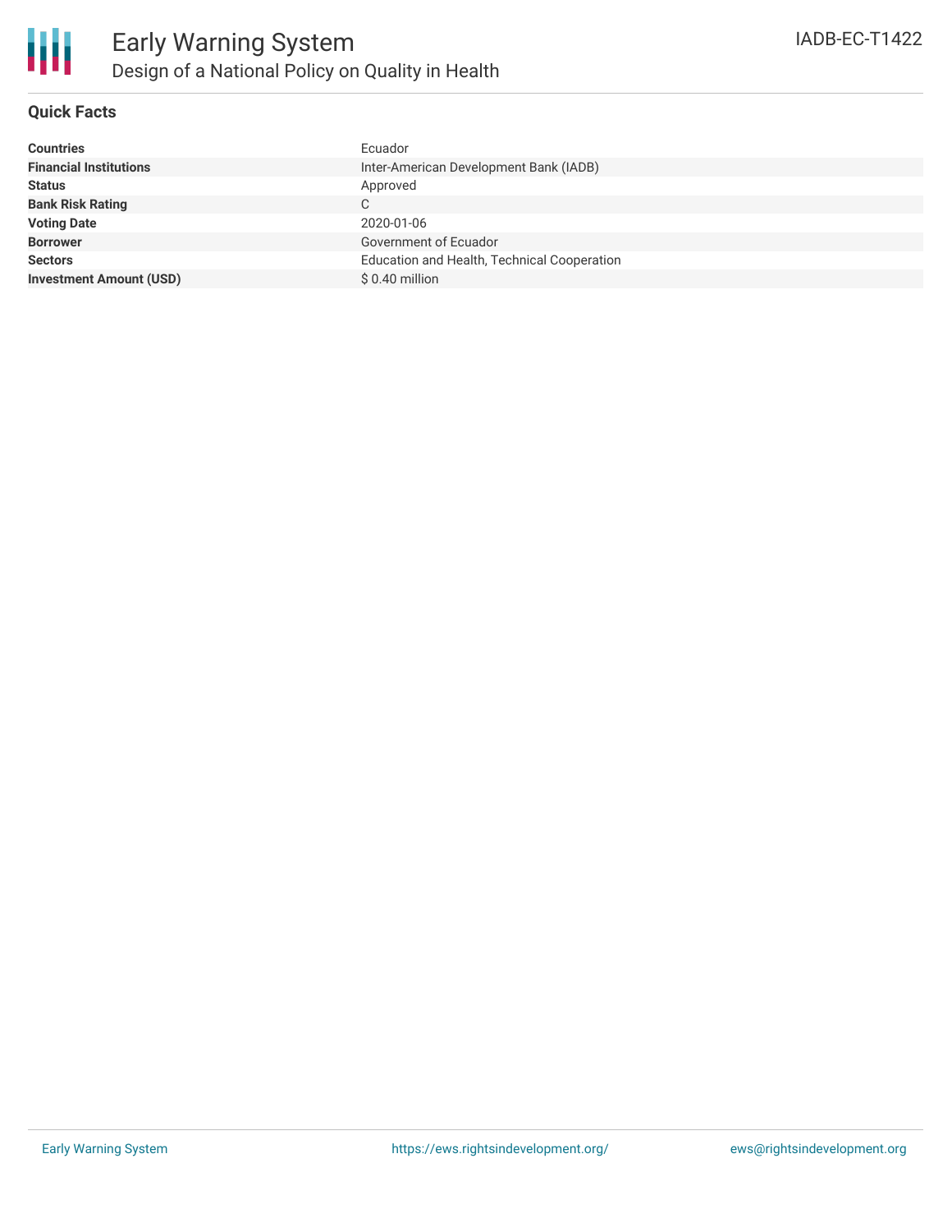# Early Warning System

## Design of a National Policy on Quality in Health

IADB-EC-T1422

### Quick Facts

| | |
|---|---|
| **Countries** | Ecuador |
| **Financial Institutions** | Inter-American Development Bank (IADB) |
| **Status** | Approved |
| **Bank Risk Rating** | C |
| **Voting Date** | 2020-01-06 |
| **Borrower** | Government of Ecuador |
| **Sectors** | Education and Health, Technical Cooperation |
| **Investment Amount (USD)** | $ 0.40 million |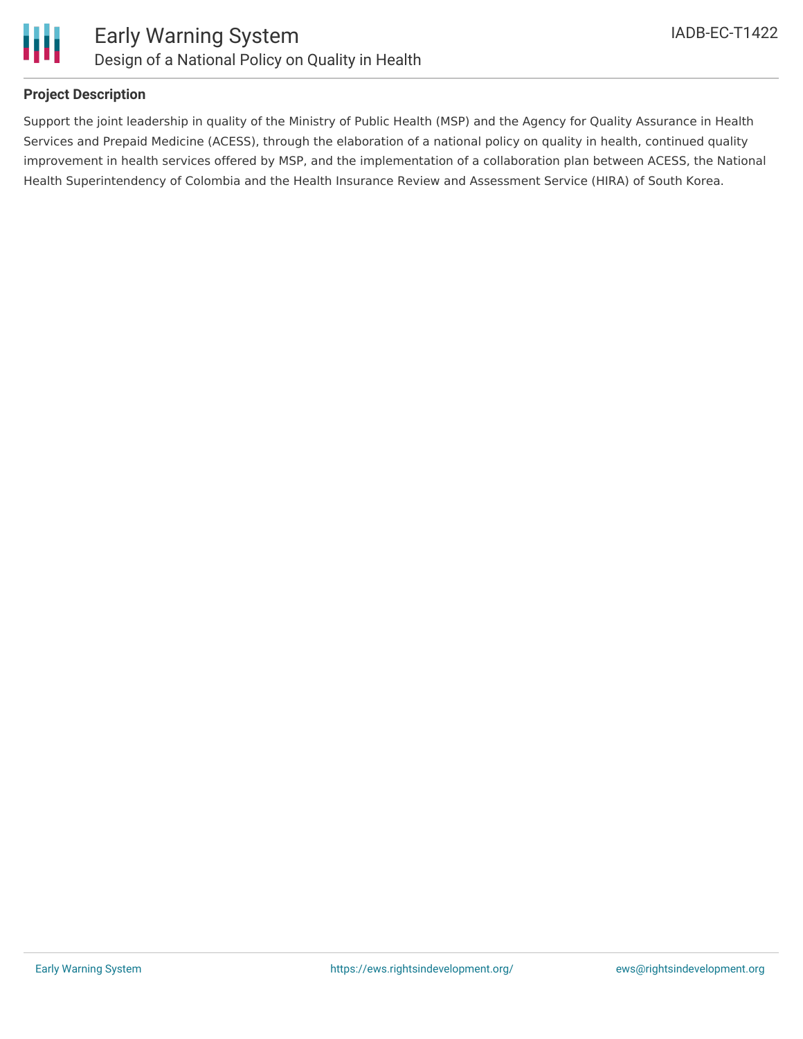## Project Description

Support the joint leadership in quality of the Ministry of Public Health (MSP) and the Agency for Quality Assurance in Health Services and Prepaid Medicine (ACESS), through the elaboration of a national policy on quality in health, continued quality improvement in health services offered by MSP, and the implementation of a collaboration plan between ACESS, the National Health Superintendency of Colombia and the Health Insurance Review and Assessment Service (HIRA) of South Korea.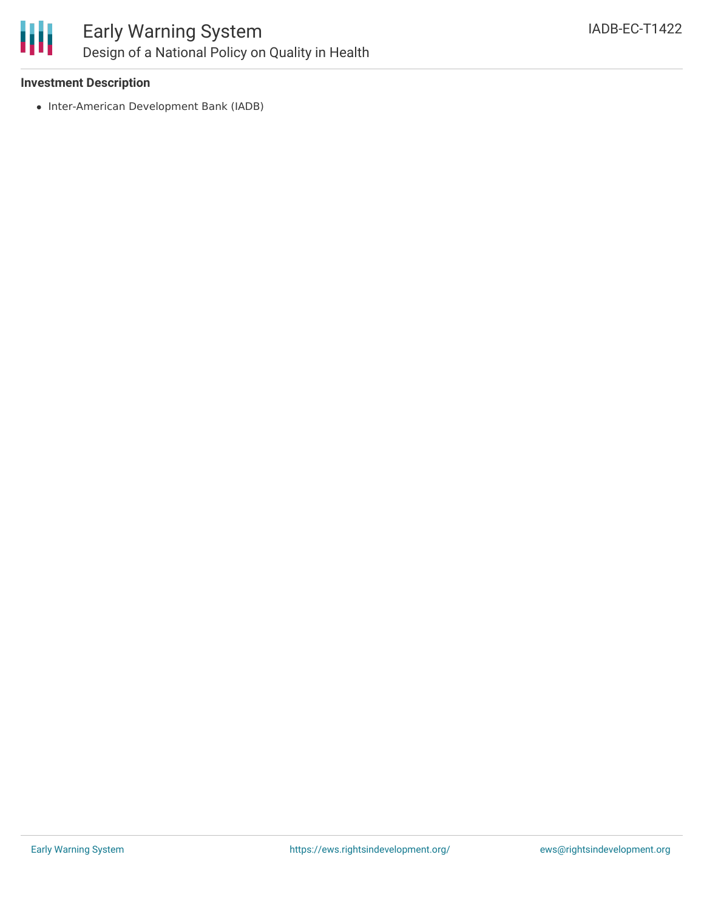**Investment Description**

- Inter-American Development Bank (IADB)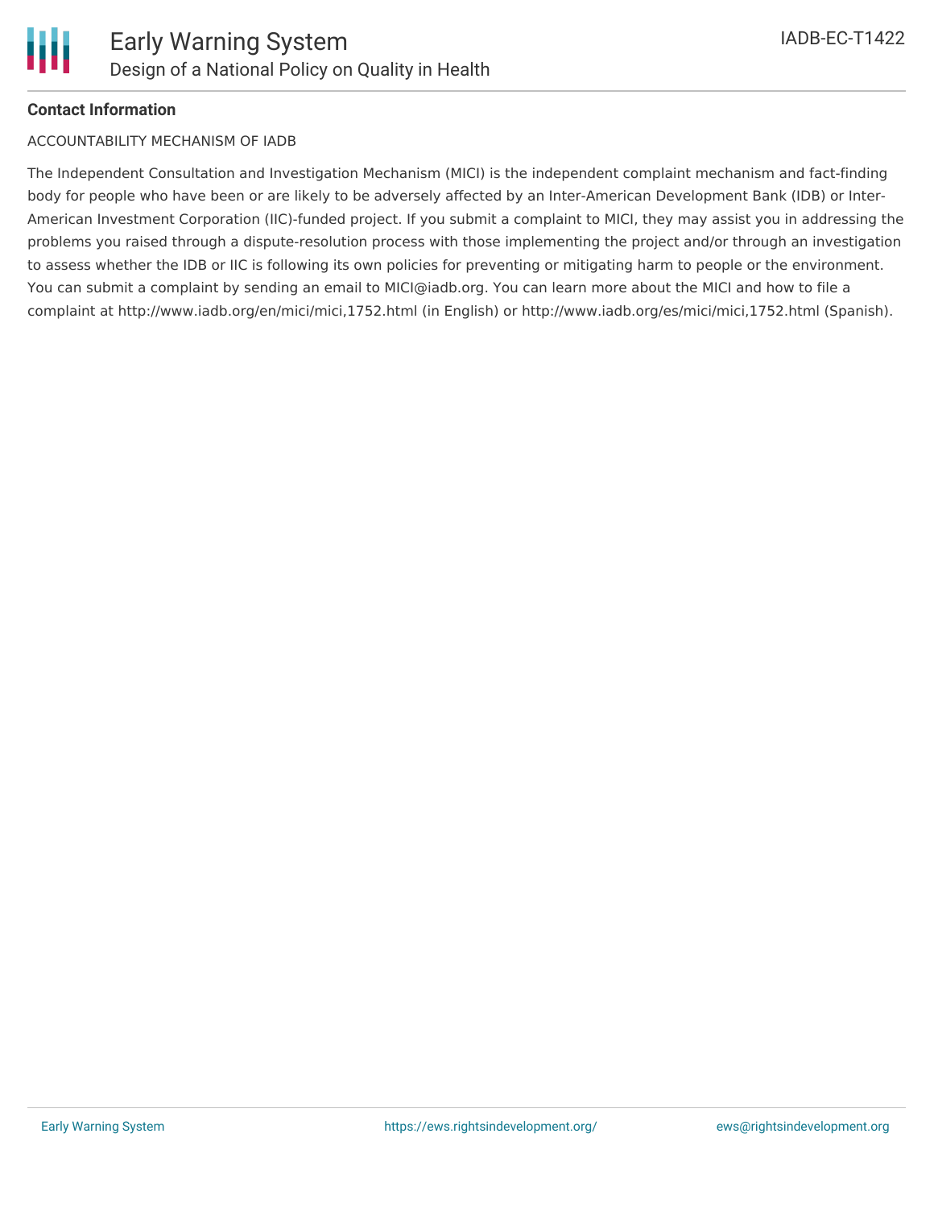**Contact Information**

ACCOUNTABILITY MECHANISM OF IADB

The Independent Consultation and Investigation Mechanism (MICI) is the independent complaint mechanism and fact-finding body for people who have been or are likely to be adversely affected by an Inter-American Development Bank (IDB) or Inter-American Investment Corporation (IIC)-funded project. If you submit a complaint to MICI, they may assist you in addressing the problems you raised through a dispute-resolution process with those implementing the project and/or through an investigation to assess whether the IDB or IIC is following its own policies for preventing or mitigating harm to people or the environment. You can submit a complaint by sending an email to MICI@iadb.org. You can learn more about the MICI and how to file a complaint at http://www.iadb.org/en/mici/mici,1752.html (in English) or http://www.iadb.org/es/mici/mici,1752.html (Spanish).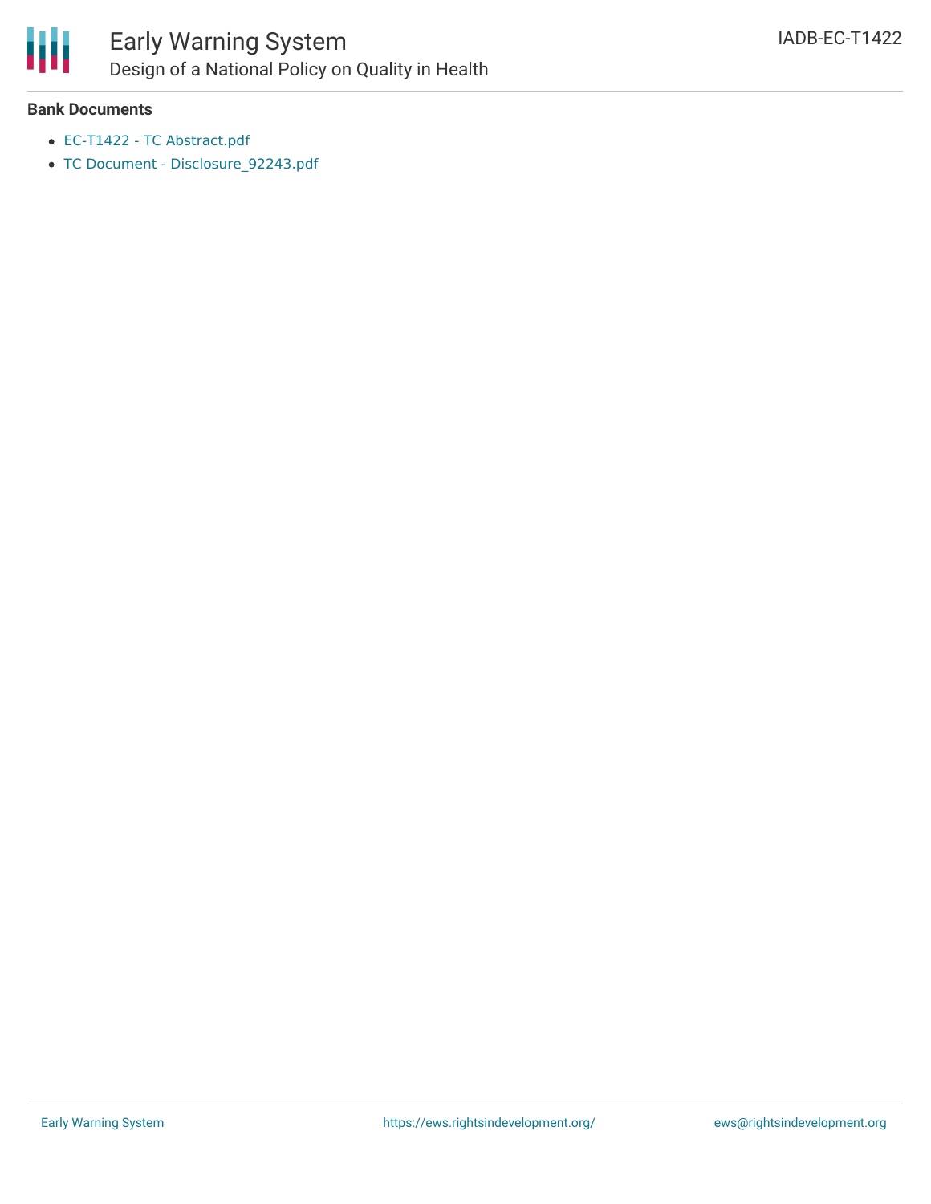### Bank Documents

- EC-T1422 - TC Abstract.pdf
- TC Document - Disclosure_92243.pdf